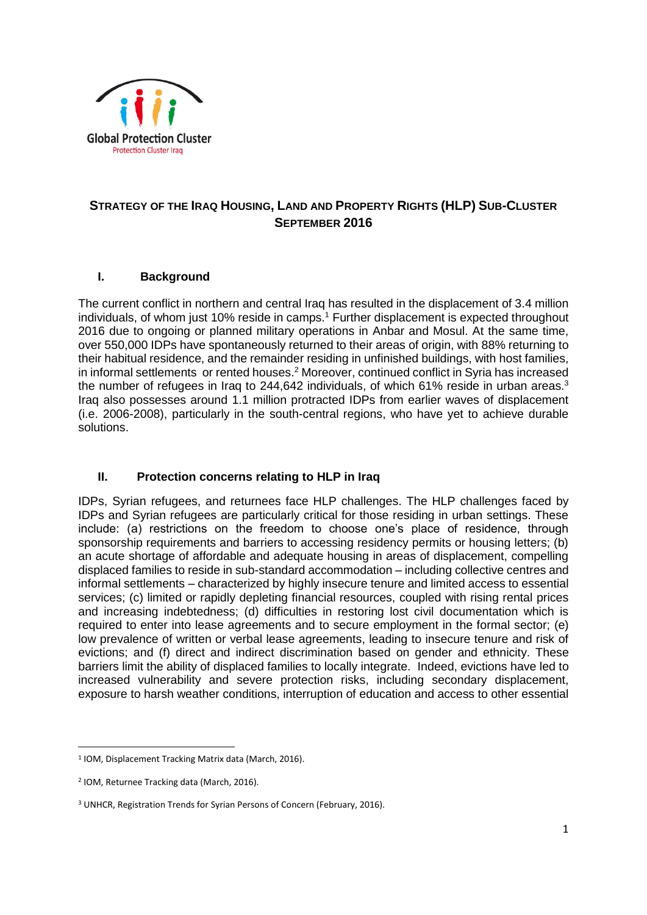# STRATEGY OF THE IRAQ HOUSING, LAND AND PROPERTY RIGHTS (HLP) SUB-CLUSTER SEPTEMBER 2016

## I. Background

The current conflict in northern and central Iraq has resulted in the displacement of 3.4 million individuals, of whom just 10% reside in camps.[1] Further displacement is expected throughout 2016 due to ongoing or planned military operations in Anbar and Mosul. At the same time, over 550,000 IDPs have spontaneously returned to their areas of origin, with 88% returning to their habitual residence, and the remainder residing in unfinished buildings, with host families, in informal settlements or rented houses.[2] Moreover, continued conflict in Syria has increased the number of refugees in Iraq to 244,642 individuals, of which 61% reside in urban areas.[3] Iraq also possesses around 1.1 million protracted IDPs from earlier waves of displacement (i.e. 2006-2008), particularly in the south-central regions, who have yet to achieve durable solutions.

## II. Protection concerns relating to HLP in Iraq

IDPs, Syrian refugees, and returnees face HLP challenges. The HLP challenges faced by IDPs and Syrian refugees are particularly critical for those residing in urban settings. These include: (a) restrictions on the freedom to choose one's place of residence, through sponsorship requirements and barriers to accessing residency permits or housing letters; (b) an acute shortage of affordable and adequate housing in areas of displacement, compelling displaced families to reside in sub-standard accommodation – including collective centres and informal settlements – characterized by highly insecure tenure and limited access to essential services; (c) limited or rapidly depleting financial resources, coupled with rising rental prices and increasing indebtedness; (d) difficulties in restoring lost civil documentation which is required to enter into lease agreements and to secure employment in the formal sector; (e) low prevalence of written or verbal lease agreements, leading to insecure tenure and risk of evictions; and (f) direct and indirect discrimination based on gender and ethnicity. These barriers limit the ability of displaced families to locally integrate. Indeed, evictions have led to increased vulnerability and severe protection risks, including secondary displacement, exposure to harsh weather conditions, interruption of education and access to other essential

---

[1] IOM, Displacement Tracking Matrix data (March, 2016).

[2] IOM, Returnee Tracking data (March, 2016).

[3] UNHCR, Registration Trends for Syrian Persons of Concern (February, 2016).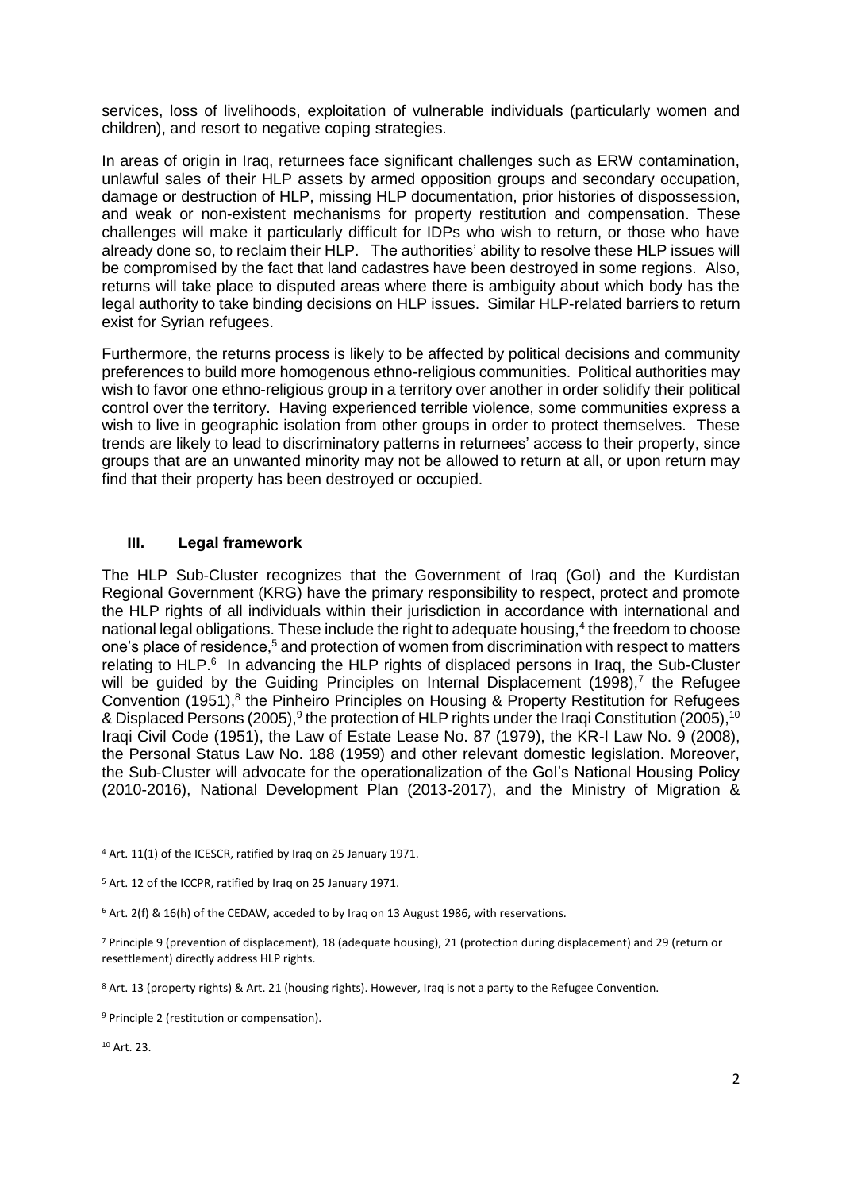services, loss of livelihoods, exploitation of vulnerable individuals (particularly women and children), and resort to negative coping strategies.

In areas of origin in Iraq, returnees face significant challenges such as ERW contamination, unlawful sales of their HLP assets by armed opposition groups and secondary occupation, damage or destruction of HLP, missing HLP documentation, prior histories of dispossession, and weak or non-existent mechanisms for property restitution and compensation. These challenges will make it particularly difficult for IDPs who wish to return, or those who have already done so, to reclaim their HLP. The authorities' ability to resolve these HLP issues will be compromised by the fact that land cadastres have been destroyed in some regions. Also, returns will take place to disputed areas where there is ambiguity about which body has the legal authority to take binding decisions on HLP issues. Similar HLP-related barriers to return exist for Syrian refugees.

Furthermore, the returns process is likely to be affected by political decisions and community preferences to build more homogenous ethno-religious communities. Political authorities may wish to favor one ethno-religious group in a territory over another in order solidify their political control over the territory. Having experienced terrible violence, some communities express a wish to live in geographic isolation from other groups in order to protect themselves. These trends are likely to lead to discriminatory patterns in returnees' access to their property, since groups that are an unwanted minority may not be allowed to return at all, or upon return may find that their property has been destroyed or occupied.

## III. Legal framework

The HLP Sub-Cluster recognizes that the Government of Iraq (GoI) and the Kurdistan Regional Government (KRG) have the primary responsibility to respect, protect and promote the HLP rights of all individuals within their jurisdiction in accordance with international and national legal obligations. These include the right to adequate housing,[4] the freedom to choose one's place of residence,[5] and protection of women from discrimination with respect to matters relating to HLP.[6] In advancing the HLP rights of displaced persons in Iraq, the Sub-Cluster will be guided by the Guiding Principles on Internal Displacement (1998),[7] the Refugee Convention (1951),[8] the Pinheiro Principles on Housing & Property Restitution for Refugees & Displaced Persons (2005),[9] the protection of HLP rights under the Iraqi Constitution (2005),[10] Iraqi Civil Code (1951), the Law of Estate Lease No. 87 (1979), the KR-I Law No. 9 (2008), the Personal Status Law No. 188 (1959) and other relevant domestic legislation. Moreover, the Sub-Cluster will advocate for the operationalization of the GoI's National Housing Policy (2010-2016), National Development Plan (2013-2017), and the Ministry of Migration &

[4] Art. 11(1) of the ICESCR, ratified by Iraq on 25 January 1971.

[5] Art. 12 of the ICCPR, ratified by Iraq on 25 January 1971.

[6] Art. 2(f) & 16(h) of the CEDAW, acceded to by Iraq on 13 August 1986, with reservations.

[7] Principle 9 (prevention of displacement), 18 (adequate housing), 21 (protection during displacement) and 29 (return or resettlement) directly address HLP rights.

[8] Art. 13 (property rights) & Art. 21 (housing rights). However, Iraq is not a party to the Refugee Convention.

[9] Principle 2 (restitution or compensation).

[10] Art. 23.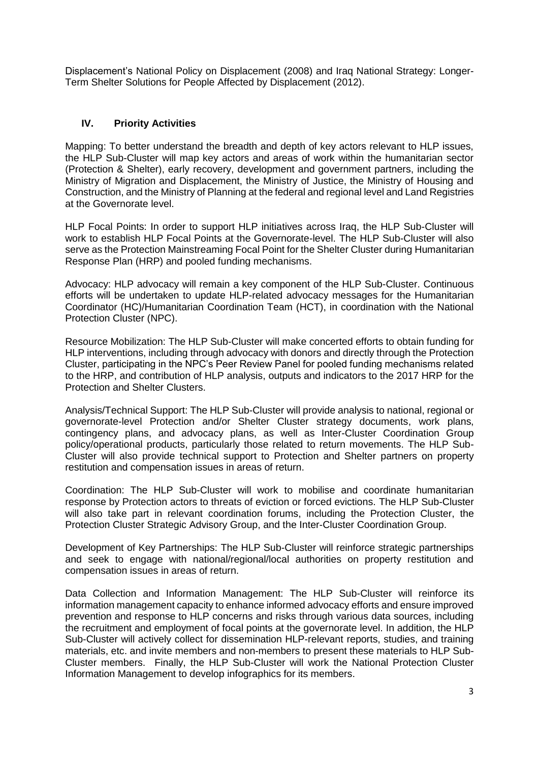Displacement's National Policy on Displacement (2008) and Iraq National Strategy: Longer-Term Shelter Solutions for People Affected by Displacement (2012).

## IV. Priority Activities

Mapping: To better understand the breadth and depth of key actors relevant to HLP issues, the HLP Sub-Cluster will map key actors and areas of work within the humanitarian sector (Protection & Shelter), early recovery, development and government partners, including the Ministry of Migration and Displacement, the Ministry of Justice, the Ministry of Housing and Construction, and the Ministry of Planning at the federal and regional level and Land Registries at the Governorate level.

HLP Focal Points: In order to support HLP initiatives across Iraq, the HLP Sub-Cluster will work to establish HLP Focal Points at the Governorate-level. The HLP Sub-Cluster will also serve as the Protection Mainstreaming Focal Point for the Shelter Cluster during Humanitarian Response Plan (HRP) and pooled funding mechanisms.

Advocacy: HLP advocacy will remain a key component of the HLP Sub-Cluster. Continuous efforts will be undertaken to update HLP-related advocacy messages for the Humanitarian Coordinator (HC)/Humanitarian Coordination Team (HCT), in coordination with the National Protection Cluster (NPC).

Resource Mobilization: The HLP Sub-Cluster will make concerted efforts to obtain funding for HLP interventions, including through advocacy with donors and directly through the Protection Cluster, participating in the NPC's Peer Review Panel for pooled funding mechanisms related to the HRP, and contribution of HLP analysis, outputs and indicators to the 2017 HRP for the Protection and Shelter Clusters.

Analysis/Technical Support: The HLP Sub-Cluster will provide analysis to national, regional or governorate-level Protection and/or Shelter Cluster strategy documents, work plans, contingency plans, and advocacy plans, as well as Inter-Cluster Coordination Group policy/operational products, particularly those related to return movements. The HLP Sub-Cluster will also provide technical support to Protection and Shelter partners on property restitution and compensation issues in areas of return.

Coordination: The HLP Sub-Cluster will work to mobilise and coordinate humanitarian response by Protection actors to threats of eviction or forced evictions. The HLP Sub-Cluster will also take part in relevant coordination forums, including the Protection Cluster, the Protection Cluster Strategic Advisory Group, and the Inter-Cluster Coordination Group.

Development of Key Partnerships: The HLP Sub-Cluster will reinforce strategic partnerships and seek to engage with national/regional/local authorities on property restitution and compensation issues in areas of return.

Data Collection and Information Management: The HLP Sub-Cluster will reinforce its information management capacity to enhance informed advocacy efforts and ensure improved prevention and response to HLP concerns and risks through various data sources, including the recruitment and employment of focal points at the governorate level. In addition, the HLP Sub-Cluster will actively collect for dissemination HLP-relevant reports, studies, and training materials, etc. and invite members and non-members to present these materials to HLP Sub-Cluster members. Finally, the HLP Sub-Cluster will work the National Protection Cluster Information Management to develop infographics for its members.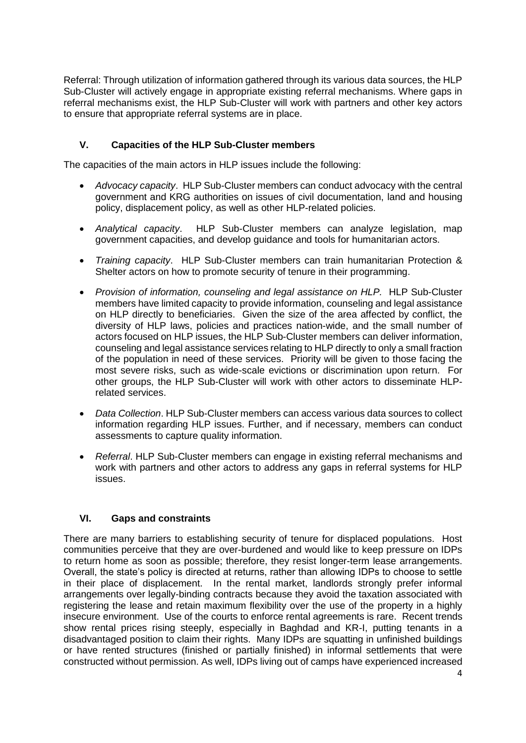Referral: Through utilization of information gathered through its various data sources, the HLP Sub-Cluster will actively engage in appropriate existing referral mechanisms. Where gaps in referral mechanisms exist, the HLP Sub-Cluster will work with partners and other key actors to ensure that appropriate referral systems are in place.

## V. Capacities of the HLP Sub-Cluster members

The capacities of the main actors in HLP issues include the following:

- *Advocacy capacity*. HLP Sub-Cluster members can conduct advocacy with the central government and KRG authorities on issues of civil documentation, land and housing policy, displacement policy, as well as other HLP-related policies.
- *Analytical capacity*. HLP Sub-Cluster members can analyze legislation, map government capacities, and develop guidance and tools for humanitarian actors.
- *Training capacity*. HLP Sub-Cluster members can train humanitarian Protection & Shelter actors on how to promote security of tenure in their programming.
- *Provision of information, counseling and legal assistance on HLP.* HLP Sub-Cluster members have limited capacity to provide information, counseling and legal assistance on HLP directly to beneficiaries. Given the size of the area affected by conflict, the diversity of HLP laws, policies and practices nation-wide, and the small number of actors focused on HLP issues, the HLP Sub-Cluster members can deliver information, counseling and legal assistance services relating to HLP directly to only a small fraction of the population in need of these services. Priority will be given to those facing the most severe risks, such as wide-scale evictions or discrimination upon return. For other groups, the HLP Sub-Cluster will work with other actors to disseminate HLP-related services.
- *Data Collection*. HLP Sub-Cluster members can access various data sources to collect information regarding HLP issues. Further, and if necessary, members can conduct assessments to capture quality information.
- *Referral*. HLP Sub-Cluster members can engage in existing referral mechanisms and work with partners and other actors to address any gaps in referral systems for HLP issues.

## VI. Gaps and constraints

There are many barriers to establishing security of tenure for displaced populations. Host communities perceive that they are over-burdened and would like to keep pressure on IDPs to return home as soon as possible; therefore, they resist longer-term lease arrangements. Overall, the state's policy is directed at returns, rather than allowing IDPs to choose to settle in their place of displacement. In the rental market, landlords strongly prefer informal arrangements over legally-binding contracts because they avoid the taxation associated with registering the lease and retain maximum flexibility over the use of the property in a highly insecure environment. Use of the courts to enforce rental agreements is rare. Recent trends show rental prices rising steeply, especially in Baghdad and KR-I, putting tenants in a disadvantaged position to claim their rights. Many IDPs are squatting in unfinished buildings or have rented structures (finished or partially finished) in informal settlements that were constructed without permission. As well, IDPs living out of camps have experienced increased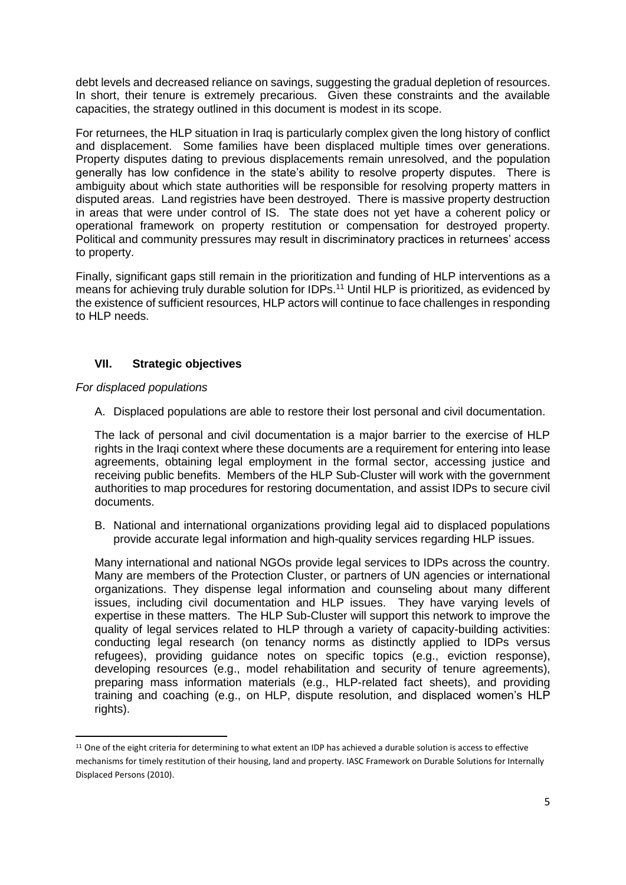debt levels and decreased reliance on savings, suggesting the gradual depletion of resources. In short, their tenure is extremely precarious. Given these constraints and the available capacities, the strategy outlined in this document is modest in its scope.

For returnees, the HLP situation in Iraq is particularly complex given the long history of conflict and displacement. Some families have been displaced multiple times over generations. Property disputes dating to previous displacements remain unresolved, and the population generally has low confidence in the state's ability to resolve property disputes. There is ambiguity about which state authorities will be responsible for resolving property matters in disputed areas. Land registries have been destroyed. There is massive property destruction in areas that were under control of IS. The state does not yet have a coherent policy or operational framework on property restitution or compensation for destroyed property. Political and community pressures may result in discriminatory practices in returnees' access to property.

Finally, significant gaps still remain in the prioritization and funding of HLP interventions as a means for achieving truly durable solution for IDPs.[11] Until HLP is prioritized, as evidenced by the existence of sufficient resources, HLP actors will continue to face challenges in responding to HLP needs.

## VII. Strategic objectives

*For displaced populations*

A. Displaced populations are able to restore their lost personal and civil documentation.

The lack of personal and civil documentation is a major barrier to the exercise of HLP rights in the Iraqi context where these documents are a requirement for entering into lease agreements, obtaining legal employment in the formal sector, accessing justice and receiving public benefits. Members of the HLP Sub-Cluster will work with the government authorities to map procedures for restoring documentation, and assist IDPs to secure civil documents.

B. National and international organizations providing legal aid to displaced populations provide accurate legal information and high-quality services regarding HLP issues.

Many international and national NGOs provide legal services to IDPs across the country. Many are members of the Protection Cluster, or partners of UN agencies or international organizations. They dispense legal information and counseling about many different issues, including civil documentation and HLP issues. They have varying levels of expertise in these matters. The HLP Sub-Cluster will support this network to improve the quality of legal services related to HLP through a variety of capacity-building activities: conducting legal research (on tenancy norms as distinctly applied to IDPs versus refugees), providing guidance notes on specific topics (e.g., eviction response), developing resources (e.g., model rehabilitation and security of tenure agreements), preparing mass information materials (e.g., HLP-related fact sheets), and providing training and coaching (e.g., on HLP, dispute resolution, and displaced women's HLP rights).

---

[11] One of the eight criteria for determining to what extent an IDP has achieved a durable solution is access to effective mechanisms for timely restitution of their housing, land and property. IASC Framework on Durable Solutions for Internally Displaced Persons (2010).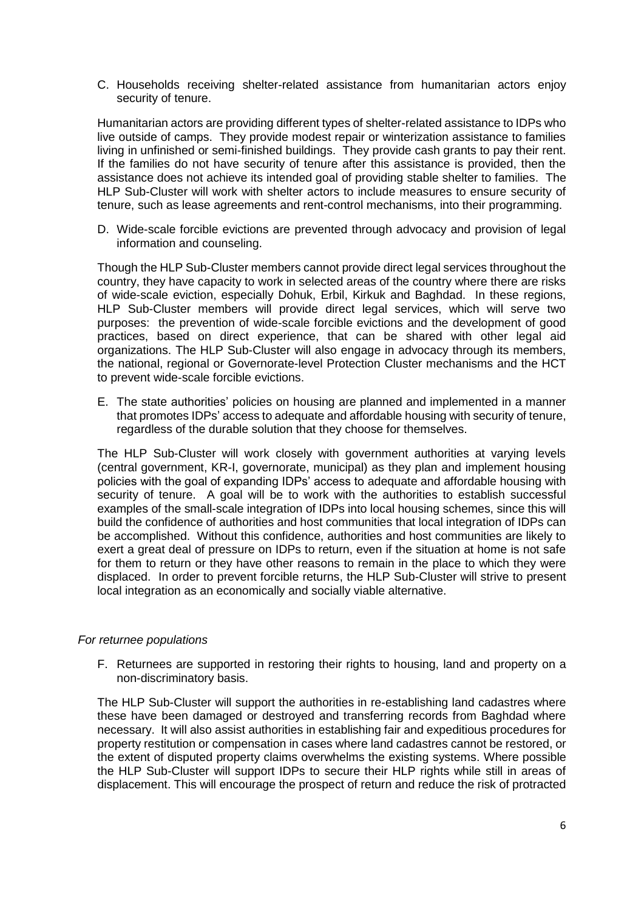C. Households receiving shelter-related assistance from humanitarian actors enjoy security of tenure.

Humanitarian actors are providing different types of shelter-related assistance to IDPs who live outside of camps. They provide modest repair or winterization assistance to families living in unfinished or semi-finished buildings. They provide cash grants to pay their rent. If the families do not have security of tenure after this assistance is provided, then the assistance does not achieve its intended goal of providing stable shelter to families. The HLP Sub-Cluster will work with shelter actors to include measures to ensure security of tenure, such as lease agreements and rent-control mechanisms, into their programming.

D. Wide-scale forcible evictions are prevented through advocacy and provision of legal information and counseling.

Though the HLP Sub-Cluster members cannot provide direct legal services throughout the country, they have capacity to work in selected areas of the country where there are risks of wide-scale eviction, especially Dohuk, Erbil, Kirkuk and Baghdad. In these regions, HLP Sub-Cluster members will provide direct legal services, which will serve two purposes: the prevention of wide-scale forcible evictions and the development of good practices, based on direct experience, that can be shared with other legal aid organizations. The HLP Sub-Cluster will also engage in advocacy through its members, the national, regional or Governorate-level Protection Cluster mechanisms and the HCT to prevent wide-scale forcible evictions.

E. The state authorities' policies on housing are planned and implemented in a manner that promotes IDPs' access to adequate and affordable housing with security of tenure, regardless of the durable solution that they choose for themselves.

The HLP Sub-Cluster will work closely with government authorities at varying levels (central government, KR-I, governorate, municipal) as they plan and implement housing policies with the goal of expanding IDPs' access to adequate and affordable housing with security of tenure. A goal will be to work with the authorities to establish successful examples of the small-scale integration of IDPs into local housing schemes, since this will build the confidence of authorities and host communities that local integration of IDPs can be accomplished. Without this confidence, authorities and host communities are likely to exert a great deal of pressure on IDPs to return, even if the situation at home is not safe for them to return or they have other reasons to remain in the place to which they were displaced. In order to prevent forcible returns, the HLP Sub-Cluster will strive to present local integration as an economically and socially viable alternative.

*For returnee populations*

F. Returnees are supported in restoring their rights to housing, land and property on a non-discriminatory basis.

The HLP Sub-Cluster will support the authorities in re-establishing land cadastres where these have been damaged or destroyed and transferring records from Baghdad where necessary. It will also assist authorities in establishing fair and expeditious procedures for property restitution or compensation in cases where land cadastres cannot be restored, or the extent of disputed property claims overwhelms the existing systems. Where possible the HLP Sub-Cluster will support IDPs to secure their HLP rights while still in areas of displacement. This will encourage the prospect of return and reduce the risk of protracted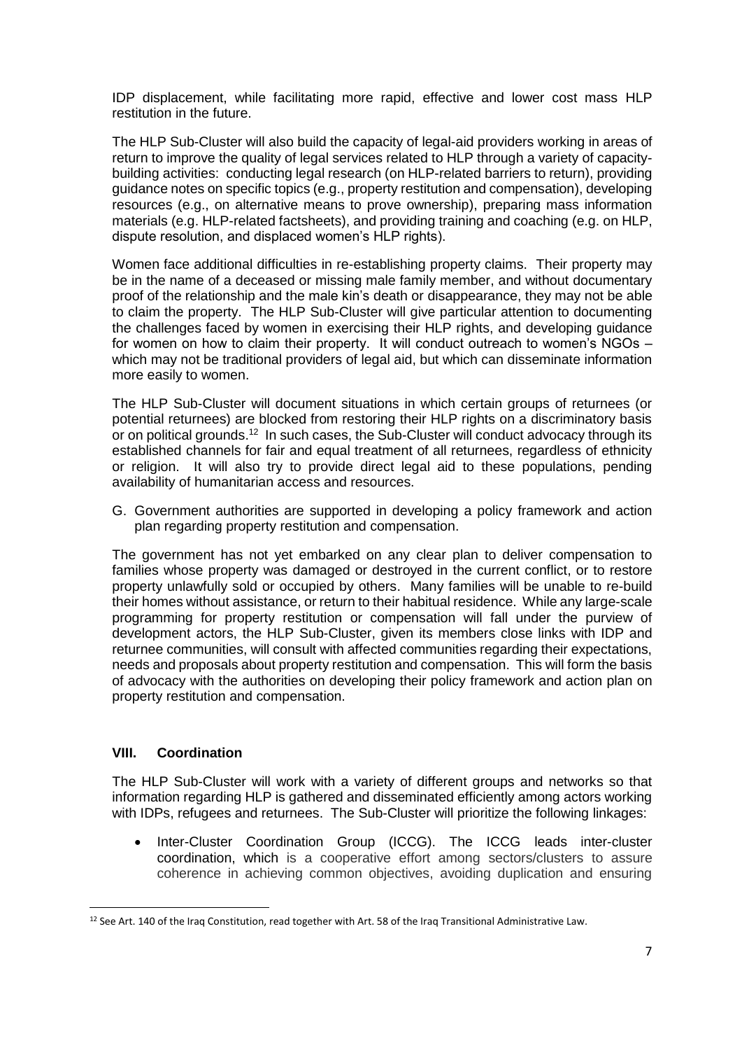IDP displacement, while facilitating more rapid, effective and lower cost mass HLP restitution in the future.

The HLP Sub-Cluster will also build the capacity of legal-aid providers working in areas of return to improve the quality of legal services related to HLP through a variety of capacity-building activities: conducting legal research (on HLP-related barriers to return), providing guidance notes on specific topics (e.g., property restitution and compensation), developing resources (e.g., on alternative means to prove ownership), preparing mass information materials (e.g. HLP-related factsheets), and providing training and coaching (e.g. on HLP, dispute resolution, and displaced women's HLP rights).

Women face additional difficulties in re-establishing property claims. Their property may be in the name of a deceased or missing male family member, and without documentary proof of the relationship and the male kin's death or disappearance, they may not be able to claim the property. The HLP Sub-Cluster will give particular attention to documenting the challenges faced by women in exercising their HLP rights, and developing guidance for women on how to claim their property. It will conduct outreach to women's NGOs – which may not be traditional providers of legal aid, but which can disseminate information more easily to women.

The HLP Sub-Cluster will document situations in which certain groups of returnees (or potential returnees) are blocked from restoring their HLP rights on a discriminatory basis or on political grounds.[12] In such cases, the Sub-Cluster will conduct advocacy through its established channels for fair and equal treatment of all returnees, regardless of ethnicity or religion. It will also try to provide direct legal aid to these populations, pending availability of humanitarian access and resources.

G. Government authorities are supported in developing a policy framework and action plan regarding property restitution and compensation.

The government has not yet embarked on any clear plan to deliver compensation to families whose property was damaged or destroyed in the current conflict, or to restore property unlawfully sold or occupied by others. Many families will be unable to re-build their homes without assistance, or return to their habitual residence. While any large-scale programming for property restitution or compensation will fall under the purview of development actors, the HLP Sub-Cluster, given its members close links with IDP and returnee communities, will consult with affected communities regarding their expectations, needs and proposals about property restitution and compensation. This will form the basis of advocacy with the authorities on developing their policy framework and action plan on property restitution and compensation.

## VIII. Coordination

The HLP Sub-Cluster will work with a variety of different groups and networks so that information regarding HLP is gathered and disseminated efficiently among actors working with IDPs, refugees and returnees. The Sub-Cluster will prioritize the following linkages:

- Inter-Cluster Coordination Group (ICCG). The ICCG leads inter-cluster coordination, which is a cooperative effort among sectors/clusters to assure coherence in achieving common objectives, avoiding duplication and ensuring

---

[12] See Art. 140 of the Iraq Constitution, read together with Art. 58 of the Iraq Transitional Administrative Law.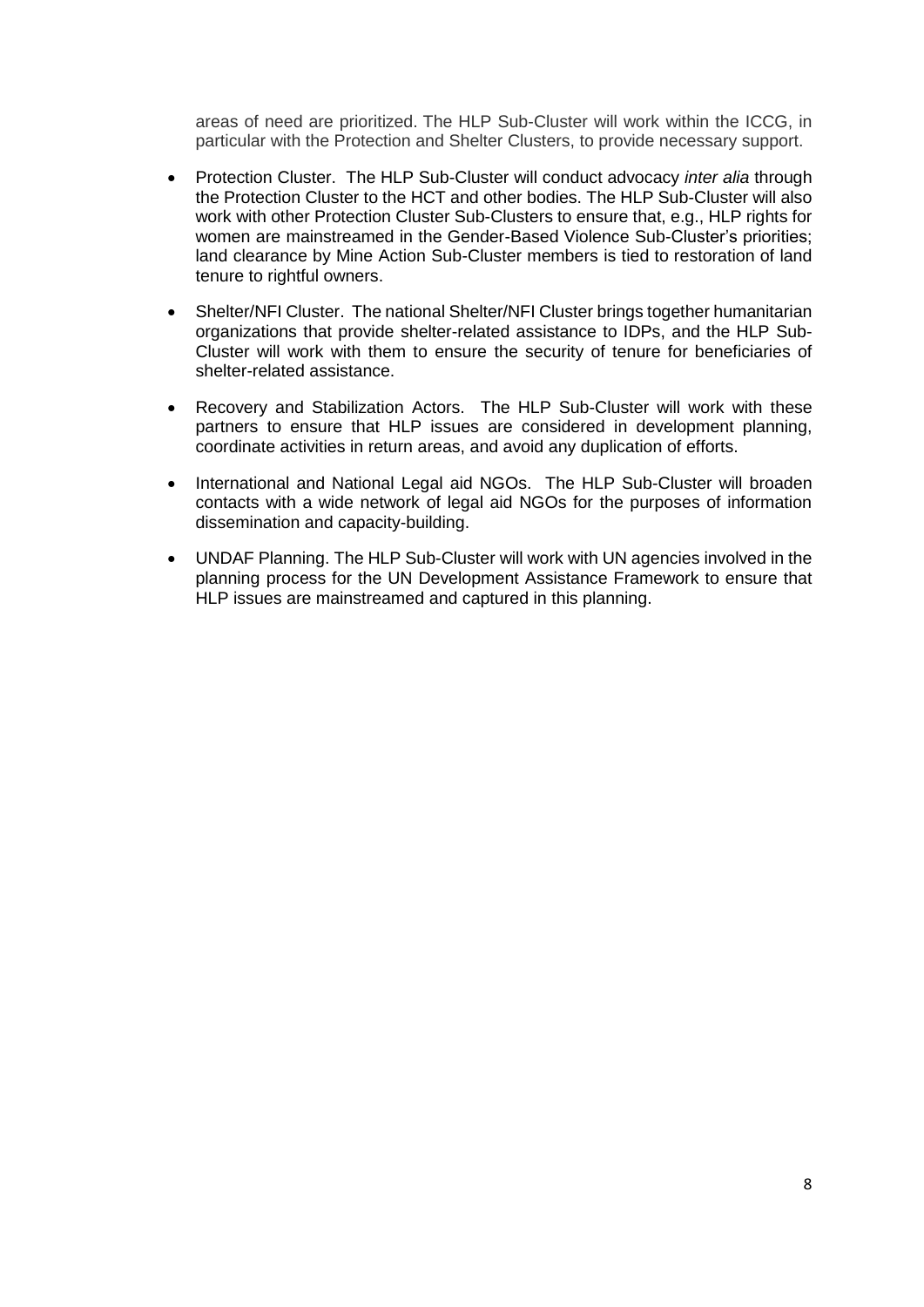areas of need are prioritized. The HLP Sub-Cluster will work within the ICCG, in particular with the Protection and Shelter Clusters, to provide necessary support.

- Protection Cluster. The HLP Sub-Cluster will conduct advocacy *inter alia* through the Protection Cluster to the HCT and other bodies. The HLP Sub-Cluster will also work with other Protection Cluster Sub-Clusters to ensure that, e.g., HLP rights for women are mainstreamed in the Gender-Based Violence Sub-Cluster's priorities; land clearance by Mine Action Sub-Cluster members is tied to restoration of land tenure to rightful owners.

- Shelter/NFI Cluster. The national Shelter/NFI Cluster brings together humanitarian organizations that provide shelter-related assistance to IDPs, and the HLP Sub-Cluster will work with them to ensure the security of tenure for beneficiaries of shelter-related assistance.

- Recovery and Stabilization Actors. The HLP Sub-Cluster will work with these partners to ensure that HLP issues are considered in development planning, coordinate activities in return areas, and avoid any duplication of efforts.

- International and National Legal aid NGOs. The HLP Sub-Cluster will broaden contacts with a wide network of legal aid NGOs for the purposes of information dissemination and capacity-building.

- UNDAF Planning. The HLP Sub-Cluster will work with UN agencies involved in the planning process for the UN Development Assistance Framework to ensure that HLP issues are mainstreamed and captured in this planning.